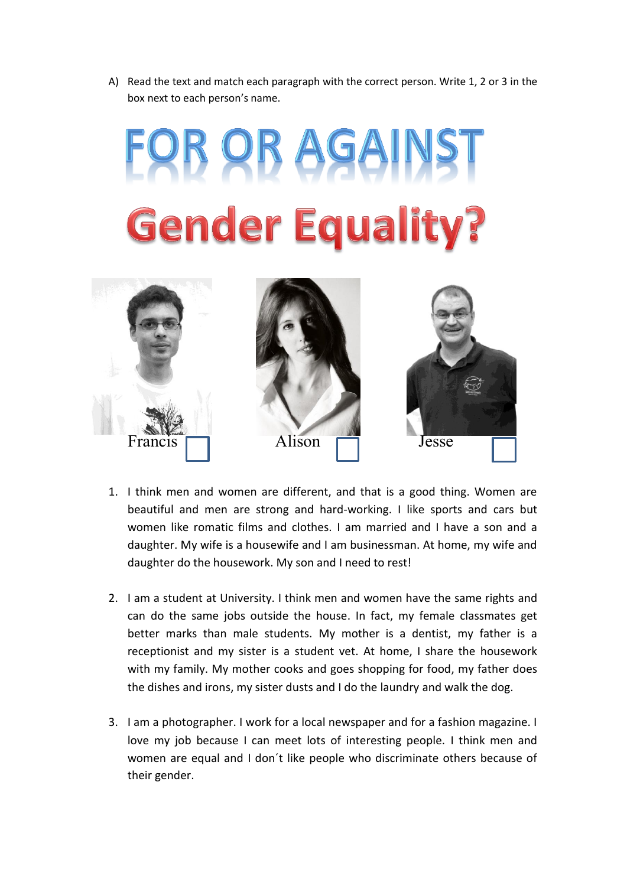A) Read the text and match each paragraph with the correct person. Write 1, 2 or 3 in the box next to each person's name.

# FOR OR AGAINST

# Gender Equality?

Francis ☐ Alison ☐ Jesse ☐

1. I think men and women are different, and that is a good thing. Women are beautiful and men are strong and hard-working. I like sports and cars but women like romatic films and clothes. I am married and I have a son and a daughter. My wife is a housewife and I am businessman. At home, my wife and daughter do the housework. My son and I need to rest!

2. I am a student at University. I think men and women have the same rights and can do the same jobs outside the house. In fact, my female classmates get better marks than male students. My mother is a dentist, my father is a receptionist and my sister is a student vet. At home, I share the housework with my family. My mother cooks and goes shopping for food, my father does the dishes and irons, my sister dusts and I do the laundry and walk the dog.

3. I am a photographer. I work for a local newspaper and for a fashion magazine. I love my job because I can meet lots of interesting people. I think men and women are equal and I don´t like people who discriminate others because of their gender.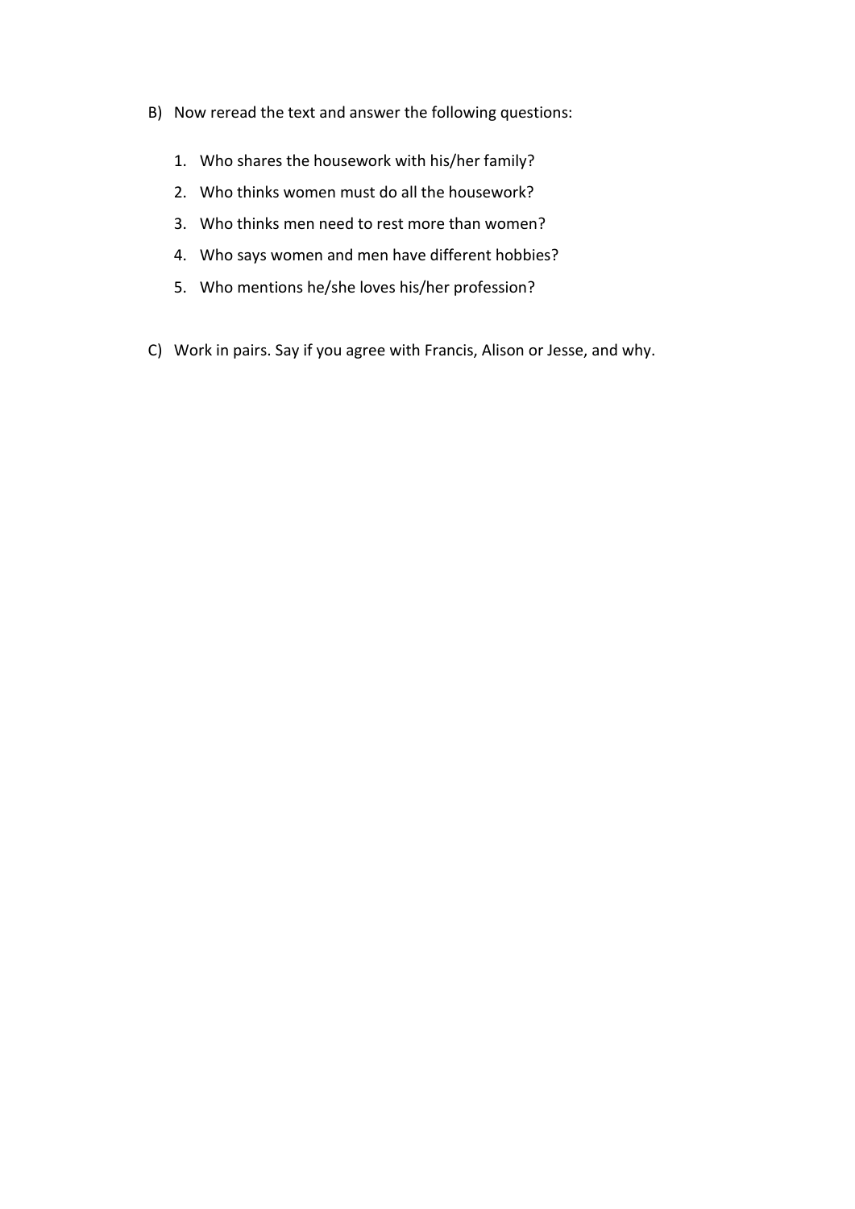B) Now reread the text and answer the following questions:

1. Who shares the housework with his/her family?
2. Who thinks women must do all the housework?
3. Who thinks men need to rest more than women?
4. Who says women and men have different hobbies?
5. Who mentions he/she loves his/her profession?

C) Work in pairs. Say if you agree with Francis, Alison or Jesse, and why.